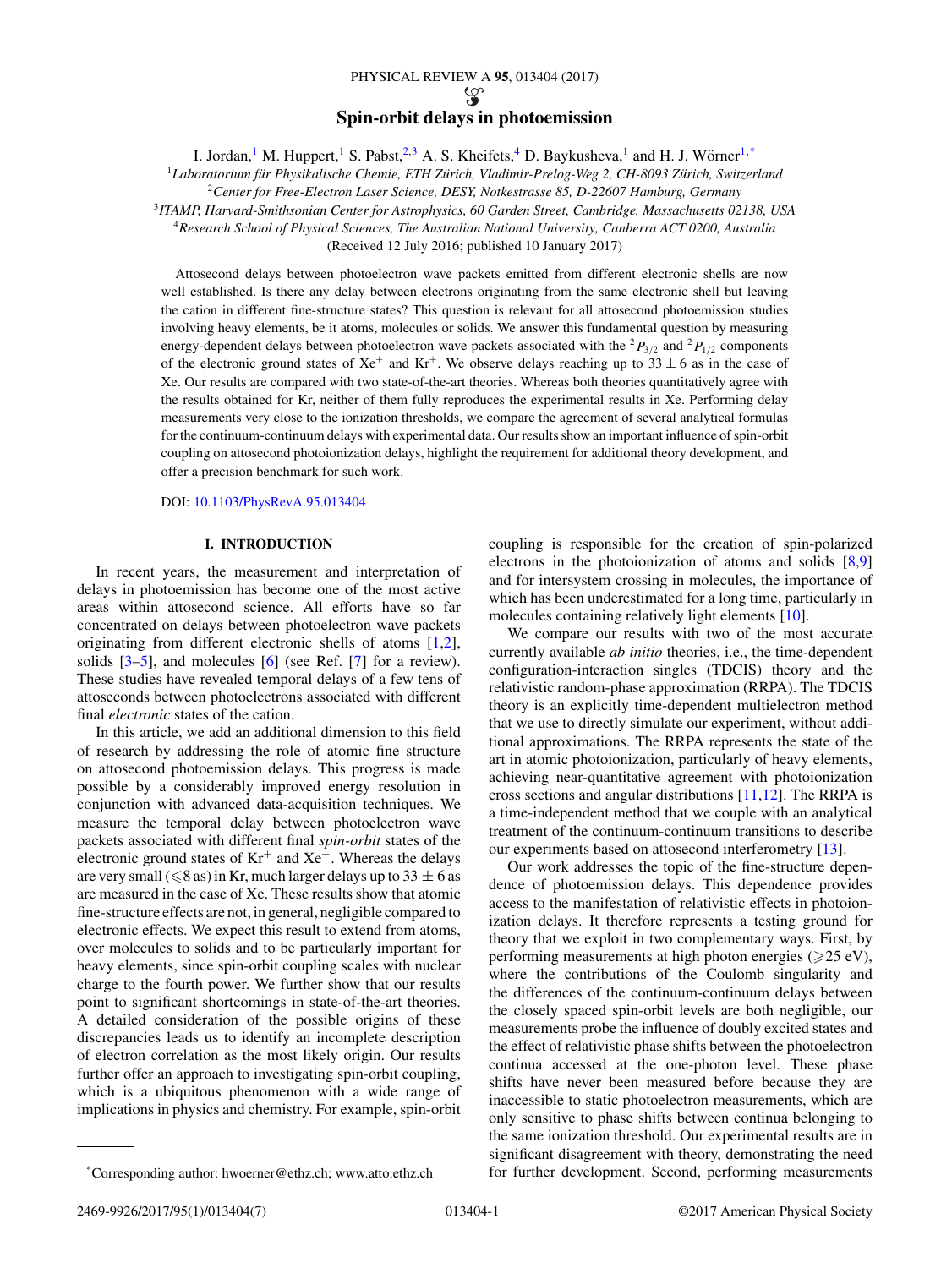# Spin-orbit delays in photoemission

I. Jordan,[1] M. Huppert,[1] S. Pabst,[2,3] A. S. Kheifets,[4] D. Baykusheva,[1] and H. J. Wörner[1,*]

[1]*Laboratorium für Physikalische Chemie, ETH Zürich, Vladimir-Prelog-Weg 2, CH-8093 Zürich, Switzerland*
[2]*Center for Free-Electron Laser Science, DESY, Notkestrasse 85, D-22607 Hamburg, Germany*
[3]*ITAMP, Harvard-Smithsonian Center for Astrophysics, 60 Garden Street, Cambridge, Massachusetts 02138, USA*
[4]*Research School of Physical Sciences, The Australian National University, Canberra ACT 0200, Australia*

(Received 12 July 2016; published 10 January 2017)

Attosecond delays between photoelectron wave packets emitted from different electronic shells are now well established. Is there any delay between electrons originating from the same electronic shell but leaving the cation in different fine-structure states? This question is relevant for all attosecond photoemission studies involving heavy elements, be it atoms, molecules or solids. We answer this fundamental question by measuring energy-dependent delays between photoelectron wave packets associated with the ${}^2P_{3/2}$ and ${}^2P_{1/2}$ components of the electronic ground states of $Xe^+$ and $Kr^+$. We observe delays reaching up to $33 \pm 6$ as in the case of Xe. Our results are compared with two state-of-the-art theories. Whereas both theories quantitatively agree with the results obtained for Kr, neither of them fully reproduces the experimental results in Xe. Performing delay measurements very close to the ionization thresholds, we compare the agreement of several analytical formulas for the continuum-continuum delays with experimental data. Our results show an important influence of spin-orbit coupling on attosecond photoionization delays, highlight the requirement for additional theory development, and offer a precision benchmark for such work.

DOI: 10.1103/PhysRevA.95.013404

## I. INTRODUCTION

In recent years, the measurement and interpretation of delays in photoemission has become one of the most active areas within attosecond science. All efforts have so far concentrated on delays between photoelectron wave packets originating from different electronic shells of atoms [1,2], solids [3–5], and molecules [6] (see Ref. [7] for a review). These studies have revealed temporal delays of a few tens of attoseconds between photoelectrons associated with different final *electronic* states of the cation.

In this article, we add an additional dimension to this field of research by addressing the role of atomic fine structure on attosecond photoemission delays. This progress is made possible by a considerably improved energy resolution in conjunction with advanced data-acquisition techniques. We measure the temporal delay between photoelectron wave packets associated with different final *spin-orbit* states of the electronic ground states of $Kr^+$ and $Xe^+$. Whereas the delays are very small ($\leqslant 8$ as) in Kr, much larger delays up to $33 \pm 6$ as are measured in the case of Xe. These results show that atomic fine-structure effects are not, in general, negligible compared to electronic effects. We expect this result to extend from atoms, over molecules to solids and to be particularly important for heavy elements, since spin-orbit coupling scales with nuclear charge to the fourth power. We further show that our results point to significant shortcomings in state-of-the-art theories. A detailed consideration of the possible origins of these discrepancies leads us to identify an incomplete description of electron correlation as the most likely origin. Our results further offer an approach to investigating spin-orbit coupling, which is a ubiquitous phenomenon with a wide range of implications in physics and chemistry. For example, spin-orbit coupling is responsible for the creation of spin-polarized electrons in the photoionization of atoms and solids [8,9] and for intersystem crossing in molecules, the importance of which has been underestimated for a long time, particularly in molecules containing relatively light elements [10].

We compare our results with two of the most accurate currently available *ab initio* theories, i.e., the time-dependent configuration-interaction singles (TDCIS) theory and the relativistic random-phase approximation (RRPA). The TDCIS theory is an explicitly time-dependent multielectron method that we use to directly simulate our experiment, without additional approximations. The RRPA represents the state of the art in atomic photoionization, particularly of heavy elements, achieving near-quantitative agreement with photoionization cross sections and angular distributions [11,12]. The RRPA is a time-independent method that we couple with an analytical treatment of the continuum-continuum transitions to describe our experiments based on attosecond interferometry [13].

Our work addresses the topic of the fine-structure dependence of photoemission delays. This dependence provides access to the manifestation of relativistic effects in photoionization delays. It therefore represents a testing ground for theory that we exploit in two complementary ways. First, by performing measurements at high photon energies ($\geqslant 25$ eV), where the contributions of the Coulomb singularity and the differences of the continuum-continuum delays between the closely spaced spin-orbit levels are both negligible, our measurements probe the influence of doubly excited states and the effect of relativistic phase shifts between the photoelectron continua accessed at the one-photon level. These phase shifts have never been measured before because they are inaccessible to static photoelectron measurements, which are only sensitive to phase shifts between continua belonging to the same ionization threshold. Our experimental results are in significant disagreement with theory, demonstrating the need for further development. Second, performing measurements

*Corresponding author: hwoerner@ethz.ch; www.atto.ethz.ch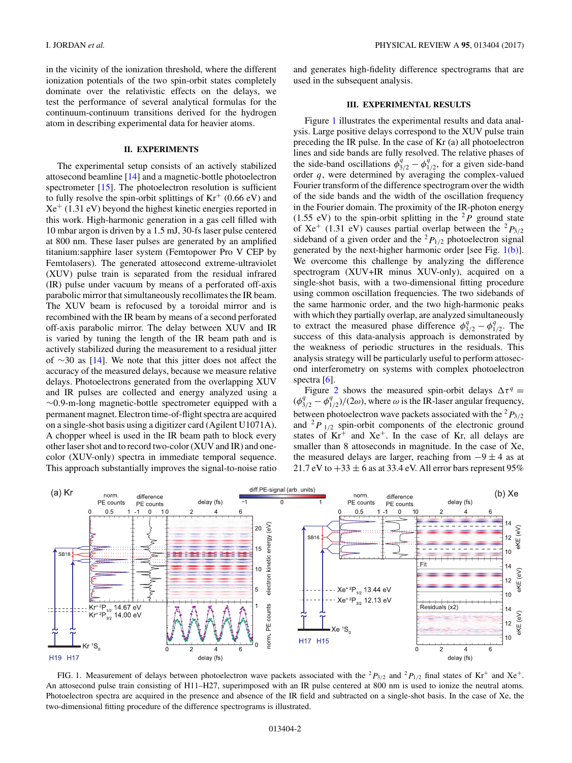in the vicinity of the ionization threshold, where the different ionization potentials of the two spin-orbit states completely dominate over the relativistic effects on the delays, we test the performance of several analytical formulas for the continuum-continuum transitions derived for the hydrogen atom in describing experimental data for heavier atoms.

## II. EXPERIMENTS

The experimental setup consists of an actively stabilized attosecond beamline [14] and a magnetic-bottle photoelectron spectrometer [15]. The photoelectron resolution is sufficient to fully resolve the spin-orbit splittings of $Kr^+$ (0.66 eV) and $Xe^+$ (1.31 eV) beyond the highest kinetic energies reported in this work. High-harmonic generation in a gas cell filled with 10 mbar argon is driven by a 1.5 mJ, 30-fs laser pulse centered at 800 nm. These laser pulses are generated by an amplified titanium:sapphire laser system (Femtopower Pro V CEP by Femtolasers). The generated attosecond extreme-ultraviolet (XUV) pulse train is separated from the fundamental infrared (IR) pulse under vacuum by means of a perforated off-axis parabolic mirror that simultaneously recollimates the IR beam. The XUV beam is refocused by a toroidal mirror and is recombined with the IR beam by means of a second perforated off-axis parabolic mirror. The delay between XUV and IR is varied by tuning the length of the IR beam path and is actively stabilized during the measurement to a residual jitter of ~30 as [14]. We note that this jitter does not affect the accuracy of the measured delays, because we measure relative delays. Photoelectrons generated from the overlapping XUV and IR pulses are collected and energy analyzed using a ~0.9-m-long magnetic-bottle spectrometer equipped with a permanent magnet. Electron time-of-flight spectra are acquired on a single-shot basis using a digitizer card (Agilent U1071A). A chopper wheel is used in the IR beam path to block every other laser shot and to record two-color (XUV and IR) and one-color (XUV-only) spectra in immediate temporal sequence. This approach substantially improves the signal-to-noise ratio and generates high-fidelity difference spectrograms that are used in the subsequent analysis.

## III. EXPERIMENTAL RESULTS

Figure 1 illustrates the experimental results and data analysis. Large positive delays correspond to the XUV pulse train preceding the IR pulse. In the case of Kr (a) all photoelectron lines and side bands are fully resolved. The relative phases of the side-band oscillations $\phi^q_{3/2} - \phi^q_{1/2}$, for a given side-band order $q$, were determined by averaging the complex-valued Fourier transform of the difference spectrogram over the width of the side bands and the width of the oscillation frequency in the Fourier domain. The proximity of the IR-photon energy (1.55 eV) to the spin-orbit splitting in the $^2P$ ground state of $Xe^+$ (1.31 eV) causes partial overlap between the $^2P_{3/2}$ sideband of a given order and the $^2P_{1/2}$ photoelectron signal generated by the next-higher harmonic order [see Fig. 1(b)]. We overcome this challenge by analyzing the difference spectrogram (XUV+IR minus XUV-only), acquired on a single-shot basis, with a two-dimensional fitting procedure using common oscillation frequencies. The two sidebands of the same harmonic order, and the two high-harmonic peaks with which they partially overlap, are analyzed simultaneously to extract the measured phase difference $\phi^q_{3/2} - \phi^q_{1/2}$. The success of this data-analysis approach is demonstrated by the weakness of periodic structures in the residuals. This analysis strategy will be particularly useful to perform attosecond interferometry on systems with complex photoelectron spectra [6].

Figure 2 shows the measured spin-orbit delays $\Delta\tau^q = (\phi^q_{3/2} - \phi^q_{1/2})/(2\omega)$, where $\omega$ is the IR-laser angular frequency, between photoelectron wave packets associated with the $^2P_{3/2}$ and $^2P_{1/2}$ spin-orbit components of the electronic ground states of $Kr^+$ and $Xe^+$. In the case of Kr, all delays are smaller than 8 attoseconds in magnitude. In the case of Xe, the measured delays are larger, reaching from $-9 \pm 4$ as at 21.7 eV to $+33 \pm 6$ as at 33.4 eV. All error bars represent 95%

FIG. 1. Measurement of delays between photoelectron wave packets associated with the $^2P_{3/2}$ and $^2P_{1/2}$ final states of $Kr^+$ and $Xe^+$. An attosecond pulse train consisting of H11–H27, superimposed with an IR pulse centered at 800 nm is used to ionize the neutral atoms. Photoelectron spectra are acquired in the presence and absence of the IR field and subtracted on a single-shot basis. In the case of Xe, the two-dimensional fitting procedure of the difference spectrograms is illustrated.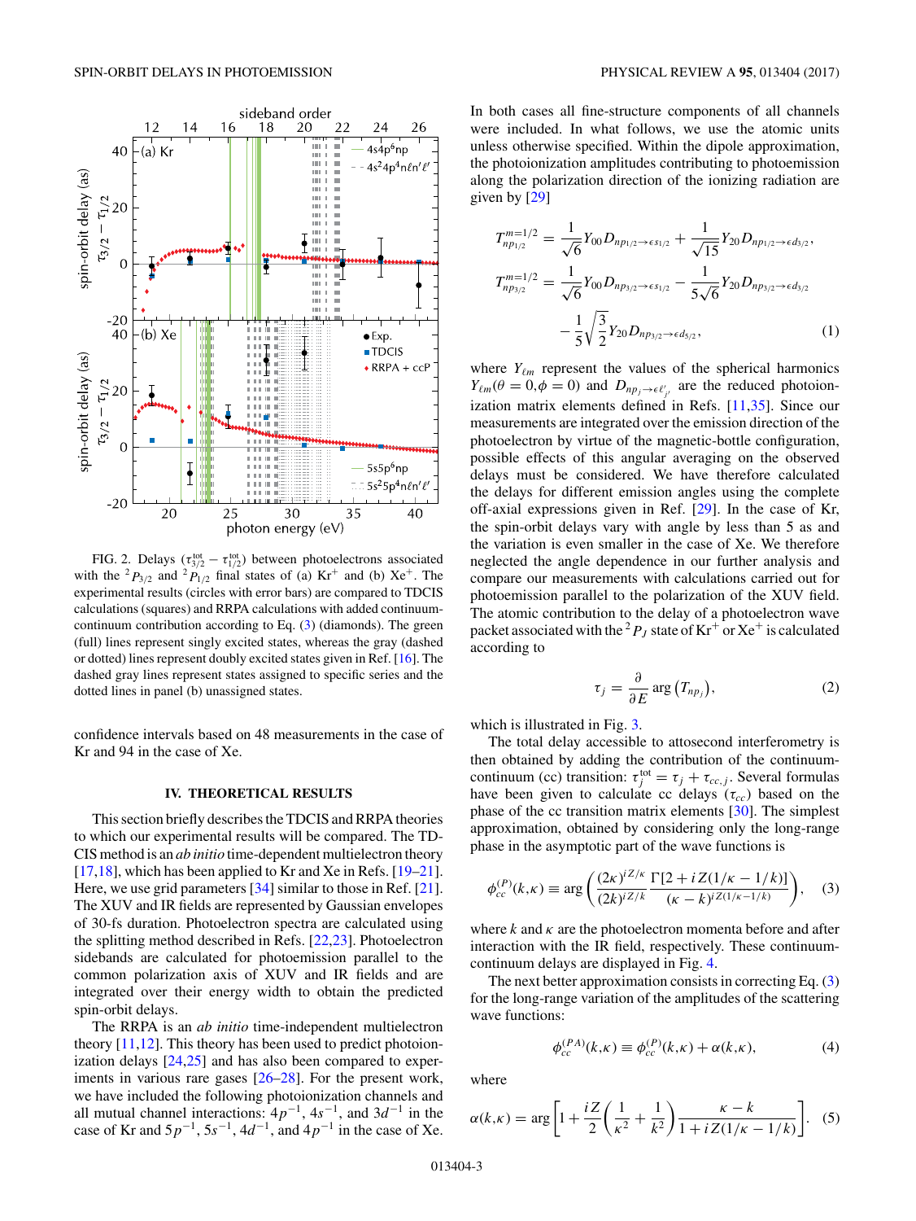FIG. 2. Delays ($\tau_{3/2}^{\text{tot}} - \tau_{1/2}^{\text{tot}}$) between photoelectrons associated with the ${}^2P_{3/2}$ and ${}^2P_{1/2}$ final states of (a) $Kr^+$ and (b) $Xe^+$. The experimental results (circles with error bars) are compared to TDCIS calculations (squares) and RRPA calculations with added continuum-continuum contribution according to Eq. (3) (diamonds). The green (full) lines represent singly excited states, whereas the gray (dashed or dotted) lines represent doubly excited states given in Ref. [16]. The dashed gray lines represent states assigned to specific series and the dotted lines in panel (b) unassigned states.

confidence intervals based on 48 measurements in the case of Kr and 94 in the case of Xe.

## IV. THEORETICAL RESULTS

This section briefly describes the TDCIS and RRPA theories to which our experimental results will be compared. The TDCIS method is an *ab initio* time-dependent multielectron theory [17,18], which has been applied to Kr and Xe in Refs. [19–21]. Here, we use grid parameters [34] similar to those in Ref. [21]. The XUV and IR fields are represented by Gaussian envelopes of 30-fs duration. Photoelectron spectra are calculated using the splitting method described in Refs. [22,23]. Photoelectron sidebands are calculated for photoemission parallel to the common polarization axis of XUV and IR fields and are integrated over their energy width to obtain the predicted spin-orbit delays.

The RRPA is an *ab initio* time-independent multielectron theory [11,12]. This theory has been used to predict photoionization delays [24,25] and has also been compared to experiments in various rare gases [26–28]. For the present work, we have included the following photoionization channels and all mutual channel interactions: $4p^{-1}$, $4s^{-1}$, and $3d^{-1}$ in the case of Kr and $5p^{-1}$, $5s^{-1}$, $4d^{-1}$, and $4p^{-1}$ in the case of Xe. In both cases all fine-structure components of all channels were included. In what follows, we use the atomic units unless otherwise specified. Within the dipole approximation, the photoionization amplitudes contributing to photoemission along the polarization direction of the ionizing radiation are given by [29]

$$
\begin{aligned}
T_{np_{1/2}}^{m=1/2} &= \frac{1}{\sqrt{6}} Y_{00} D_{np_{1/2}\to\epsilon s_{1/2}} + \frac{1}{\sqrt{15}} Y_{20} D_{np_{1/2}\to\epsilon d_{3/2}}, \\
T_{np_{3/2}}^{m=1/2} &= \frac{1}{\sqrt{6}} Y_{00} D_{np_{3/2}\to\epsilon s_{1/2}} - \frac{1}{5\sqrt{6}} Y_{20} D_{np_{3/2}\to\epsilon d_{3/2}} \\
&\quad - \frac{1}{5}\sqrt{\frac{3}{2}} Y_{20} D_{np_{3/2}\to\epsilon d_{5/2}},
\end{aligned} \tag{1}
$$

where $Y_{\ell m}$ represent the values of the spherical harmonics $Y_{\ell m}(\theta = 0, \phi = 0)$ and $D_{np_j \to \epsilon \ell'_{j'}}$ are the reduced photoionization matrix elements defined in Refs. [11,35]. Since our measurements are integrated over the emission direction of the photoelectron by virtue of the magnetic-bottle configuration, possible effects of this angular averaging on the observed delays must be considered. We have therefore calculated the delays for different emission angles using the complete off-axial expressions given in Ref. [29]. In the case of Kr, the spin-orbit delays vary with angle by less than 5 as and the variation is even smaller in the case of Xe. We therefore neglected the angle dependence in our further analysis and compare our measurements with calculations carried out for photoemission parallel to the polarization of the XUV field. The atomic contribution to the delay of a photoelectron wave packet associated with the ${}^2P_J$ state of $Kr^+$ or $Xe^+$ is calculated according to

$$
\tau_j = \frac{\partial}{\partial E} \arg\left(T_{np_j}\right), \tag{2}
$$

which is illustrated in Fig. 3.

The total delay accessible to attosecond interferometry is then obtained by adding the contribution of the continuum-continuum (cc) transition: $\tau_j^{\text{tot}} = \tau_j + \tau_{cc,j}$. Several formulas have been given to calculate cc delays ($\tau_{cc}$) based on the phase of the cc transition matrix elements [30]. The simplest approximation, obtained by considering only the long-range phase in the asymptotic part of the wave functions is

$$
\phi_{cc}^{(P)}(k,\kappa) \equiv \arg\left(\frac{(2\kappa)^{iZ/\kappa}}{(2k)^{iZ/k}} \frac{\Gamma[2 + iZ(1/\kappa - 1/k)]}{(\kappa - k)^{iZ(1/\kappa - 1/k)}}\right), \tag{3}
$$

where $k$ and $\kappa$ are the photoelectron momenta before and after interaction with the IR field, respectively. These continuum-continuum delays are displayed in Fig. 4.

The next better approximation consists in correcting Eq. (3) for the long-range variation of the amplitudes of the scattering wave functions:

$$
\phi_{cc}^{(PA)}(k,\kappa) \equiv \phi_{cc}^{(P)}(k,\kappa) + \alpha(k,\kappa), \tag{4}
$$

where

$$
\alpha(k,\kappa) = \arg\left[1 + \frac{iZ}{2}\left(\frac{1}{\kappa^2} + \frac{1}{k^2}\right) \frac{\kappa - k}{1 + iZ(1/\kappa - 1/k)}\right]. \tag{5}
$$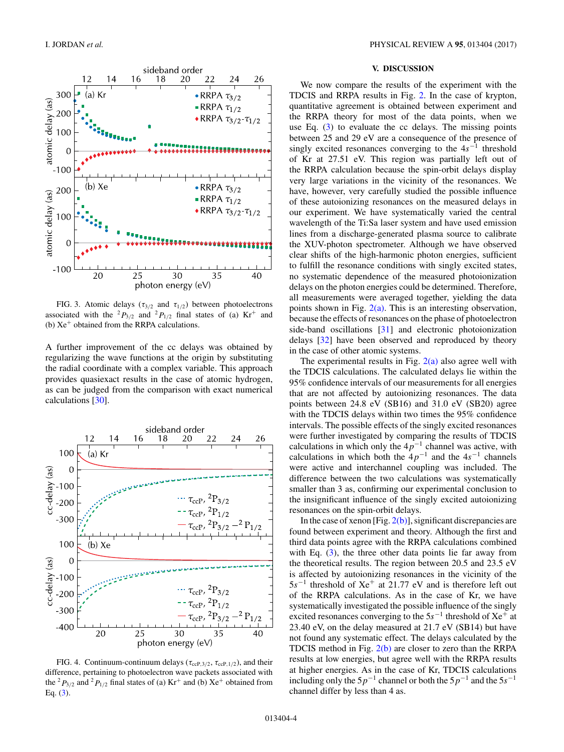FIG. 3. Atomic delays ($\tau_{3/2}$ and $\tau_{1/2}$) between photoelectrons associated with the $^2P_{3/2}$ and $^2P_{1/2}$ final states of (a) $Kr^+$ and (b) $Xe^+$ obtained from the RRPA calculations.

A further improvement of the cc delays was obtained by regularizing the wave functions at the origin by substituting the radial coordinate with a complex variable. This approach provides quasiexact results in the case of atomic hydrogen, as can be judged from the comparison with exact numerical calculations [30].

FIG. 4. Continuum-continuum delays ($\tau_{ccP,3/2}$, $\tau_{ccP,1/2}$), and their difference, pertaining to photoelectron wave packets associated with the $^2P_{3/2}$ and $^2P_{1/2}$ final states of (a) $Kr^+$ and (b) $Xe^+$ obtained from Eq. (3).

## V. DISCUSSION

We now compare the results of the experiment with the TDCIS and RRPA results in Fig. 2. In the case of krypton, quantitative agreement is obtained between experiment and the RRPA theory for most of the data points, when we use Eq. (3) to evaluate the cc delays. The missing points between 25 and 29 eV are a consequence of the presence of singly excited resonances converging to the $4s^{-1}$ threshold of Kr at 27.51 eV. This region was partially left out of the RRPA calculation because the spin-orbit delays display very large variations in the vicinity of the resonances. We have, however, very carefully studied the possible influence of these autoionizing resonances on the measured delays in our experiment. We have systematically varied the central wavelength of the Ti:Sa laser system and have used emission lines from a discharge-generated plasma source to calibrate the XUV-photon spectrometer. Although we have observed clear shifts of the high-harmonic photon energies, sufficient to fulfill the resonance conditions with singly excited states, no systematic dependence of the measured photoionization delays on the photon energies could be determined. Therefore, all measurements were averaged together, yielding the data points shown in Fig. 2(a). This is an interesting observation, because the effects of resonances on the phase of photoelectron side-band oscillations [31] and electronic photoionization delays [32] have been observed and reproduced by theory in the case of other atomic systems.

The experimental results in Fig. 2(a) also agree well with the TDCIS calculations. The calculated delays lie within the 95% confidence intervals of our measurements for all energies that are not affected by autoionizing resonances. The data points between 24.8 eV (SB16) and 31.0 eV (SB20) agree with the TDCIS delays within two times the 95% confidence intervals. The possible effects of the singly excited resonances were further investigated by comparing the results of TDCIS calculations in which only the $4p^{-1}$ channel was active, with calculations in which both the $4p^{-1}$ and the $4s^{-1}$ channels were active and interchannel coupling was included. The difference between the two calculations was systematically smaller than 3 as, confirming our experimental conclusion to the insignificant influence of the singly excited autoionizing resonances on the spin-orbit delays.

In the case of xenon [Fig. 2(b)], significant discrepancies are found between experiment and theory. Although the first and third data points agree with the RRPA calculations combined with Eq. (3), the three other data points lie far away from the theoretical results. The region between 20.5 and 23.5 eV is affected by autoionizing resonances in the vicinity of the $5s^{-1}$ threshold of $Xe^+$ at 21.77 eV and is therefore left out of the RRPA calculations. As in the case of Kr, we have systematically investigated the possible influence of the singly excited resonances converging to the $5s^{-1}$ threshold of $Xe^+$ at 23.40 eV, on the delay measured at 21.7 eV (SB14) but have not found any systematic effect. The delays calculated by the TDCIS method in Fig. 2(b) are closer to zero than the RRPA results at low energies, but agree well with the RRPA results at higher energies. As in the case of Kr, TDCIS calculations including only the $5p^{-1}$ channel or both the $5p^{-1}$ and the $5s^{-1}$ channel differ by less than 4 as.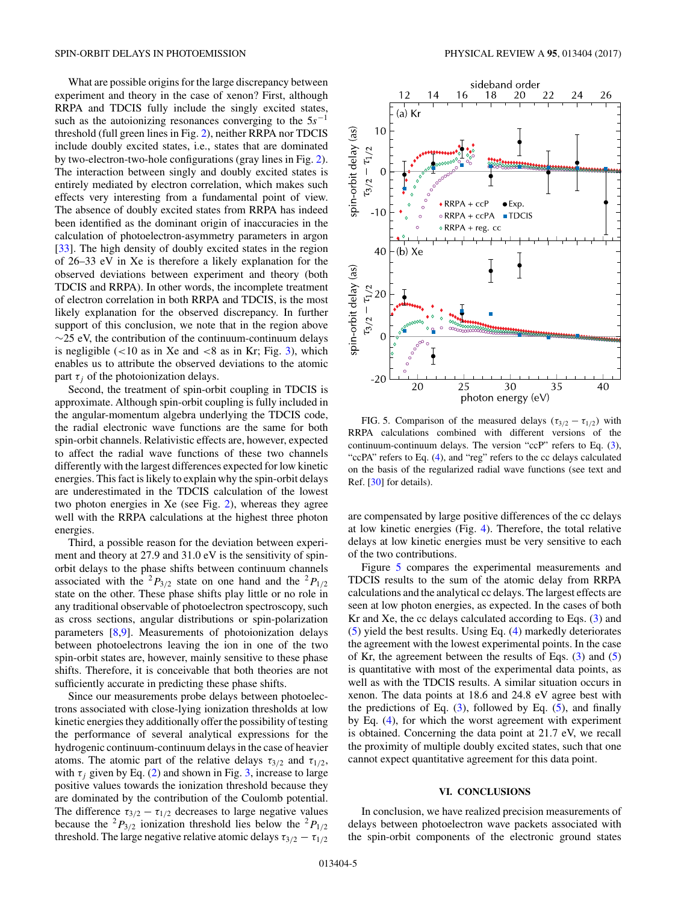What are possible origins for the large discrepancy between experiment and theory in the case of xenon? First, although RRPA and TDCIS fully include the singly excited states, such as the autoionizing resonances converging to the $5s^{-1}$ threshold (full green lines in Fig. 2), neither RRPA nor TDCIS include doubly excited states, i.e., states that are dominated by two-electron-two-hole configurations (gray lines in Fig. 2). The interaction between singly and doubly excited states is entirely mediated by electron correlation, which makes such effects very interesting from a fundamental point of view. The absence of doubly excited states from RRPA has indeed been identified as the dominant origin of inaccuracies in the calculation of photoelectron-asymmetry parameters in argon [33]. The high density of doubly excited states in the region of 26–33 eV in Xe is therefore a likely explanation for the observed deviations between experiment and theory (both TDCIS and RRPA). In other words, the incomplete treatment of electron correlation in both RRPA and TDCIS, is the most likely explanation for the observed discrepancy. In further support of this conclusion, we note that in the region above $\sim$25 eV, the contribution of the continuum-continuum delays is negligible (<10 as in Xe and <8 as in Kr; Fig. 3), which enables us to attribute the observed deviations to the atomic part $\tau_j$ of the photoionization delays.

Second, the treatment of spin-orbit coupling in TDCIS is approximate. Although spin-orbit coupling is fully included in the angular-momentum algebra underlying the TDCIS code, the radial electronic wave functions are the same for both spin-orbit channels. Relativistic effects are, however, expected to affect the radial wave functions of these two channels differently with the largest differences expected for low kinetic energies. This fact is likely to explain why the spin-orbit delays are underestimated in the TDCIS calculation of the lowest two photon energies in Xe (see Fig. 2), whereas they agree well with the RRPA calculations at the highest three photon energies.

Third, a possible reason for the deviation between experiment and theory at 27.9 and 31.0 eV is the sensitivity of spin-orbit delays to the phase shifts between continuum channels associated with the ${}^2P_{3/2}$ state on one hand and the ${}^2P_{1/2}$ state on the other. These phase shifts play little or no role in any traditional observable of photoelectron spectroscopy, such as cross sections, angular distributions or spin-polarization parameters [8,9]. Measurements of photoionization delays between photoelectrons leaving the ion in one of the two spin-orbit states are, however, mainly sensitive to these phase shifts. Therefore, it is conceivable that both theories are not sufficiently accurate in predicting these phase shifts.

Since our measurements probe delays between photoelectrons associated with close-lying ionization thresholds at low kinetic energies they additionally offer the possibility of testing the performance of several analytical expressions for the hydrogenic continuum-continuum delays in the case of heavier atoms. The atomic part of the relative delays $\tau_{3/2}$ and $\tau_{1/2}$, with $\tau_j$ given by Eq. (2) and shown in Fig. 3, increase to large positive values towards the ionization threshold because they are dominated by the contribution of the Coulomb potential. The difference $\tau_{3/2} - \tau_{1/2}$ decreases to large negative values because the ${}^2P_{3/2}$ ionization threshold lies below the ${}^2P_{1/2}$ threshold. The large negative relative atomic delays $\tau_{3/2} - \tau_{1/2}$ are compensated by large positive differences of the cc delays at low kinetic energies (Fig. 4). Therefore, the total relative delays at low kinetic energies must be very sensitive to each of the two contributions.

FIG. 5. Comparison of the measured delays ($\tau_{3/2} - \tau_{1/2}$) with RRPA calculations combined with different versions of the continuum-continuum delays. The version "ccP" refers to Eq. (3), "ccPA" refers to Eq. (4), and "reg" refers to the cc delays calculated on the basis of the regularized radial wave functions (see text and Ref. [30] for details).

Figure 5 compares the experimental measurements and TDCIS results to the sum of the atomic delay from RRPA calculations and the analytical cc delays. The largest effects are seen at low photon energies, as expected. In the cases of both Kr and Xe, the cc delays calculated according to Eqs. (3) and (5) yield the best results. Using Eq. (4) markedly deteriorates the agreement with the lowest experimental points. In the case of Kr, the agreement between the results of Eqs. (3) and (5) is quantitative with most of the experimental data points, as well as with the TDCIS results. A similar situation occurs in xenon. The data points at 18.6 and 24.8 eV agree best with the predictions of Eq. (3), followed by Eq. (5), and finally by Eq. (4), for which the worst agreement with experiment is obtained. Concerning the data point at 21.7 eV, we recall the proximity of multiple doubly excited states, such that one cannot expect quantitative agreement for this data point.

## VI. CONCLUSIONS

In conclusion, we have realized precision measurements of delays between photoelectron wave packets associated with the spin-orbit components of the electronic ground states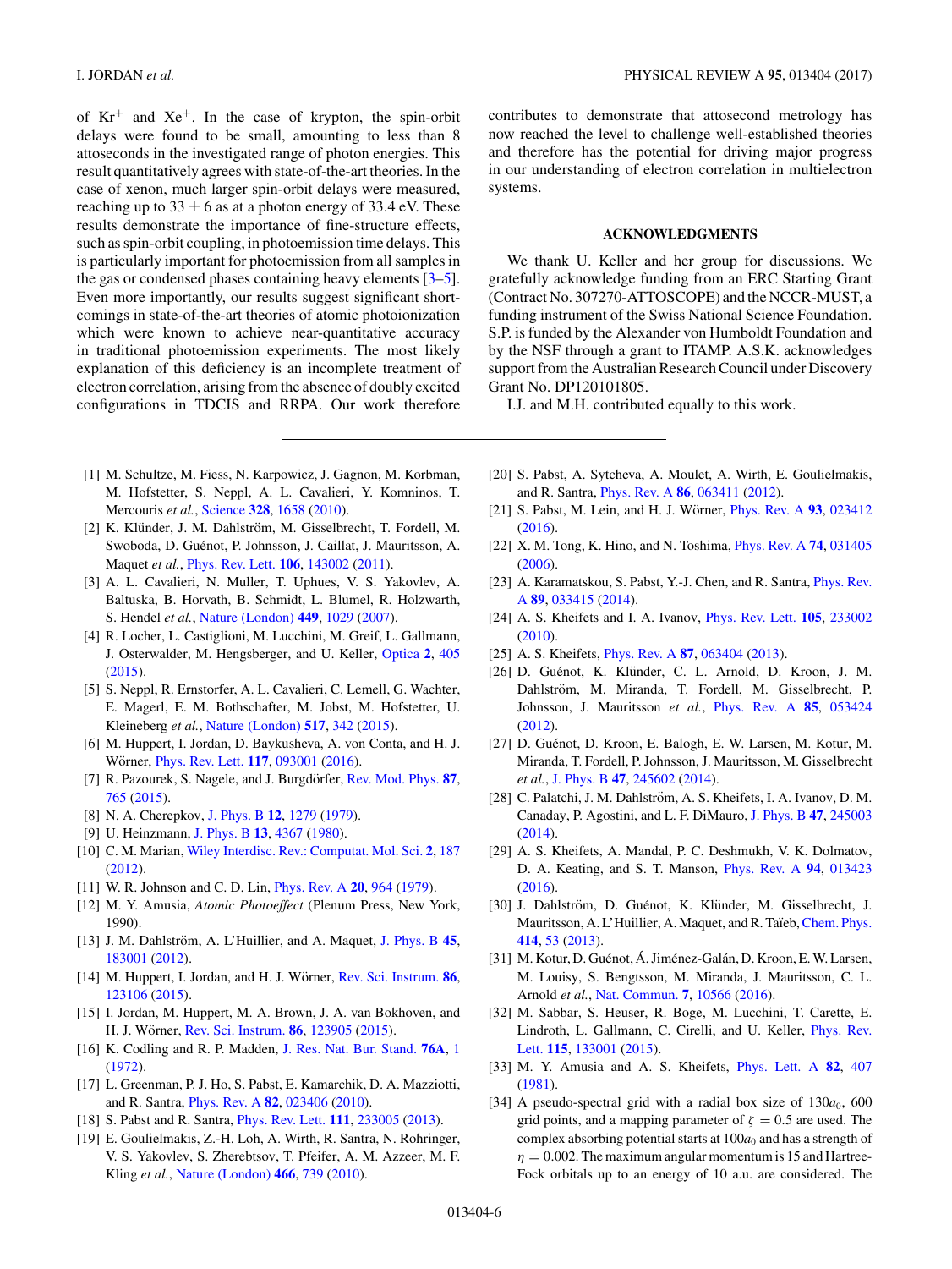of $Kr^+$ and $Xe^+$. In the case of krypton, the spin-orbit delays were found to be small, amounting to less than 8 attoseconds in the investigated range of photon energies. This result quantitatively agrees with state-of-the-art theories. In the case of xenon, much larger spin-orbit delays were measured, reaching up to $33 \pm 6$ as at a photon energy of 33.4 eV. These results demonstrate the importance of fine-structure effects, such as spin-orbit coupling, in photoemission time delays. This is particularly important for photoemission from all samples in the gas or condensed phases containing heavy elements [3–5]. Even more importantly, our results suggest significant shortcomings in state-of-the-art theories of atomic photoionization which were known to achieve near-quantitative accuracy in traditional photoemission experiments. The most likely explanation of this deficiency is an incomplete treatment of electron correlation, arising from the absence of doubly excited configurations in TDCIS and RRPA. Our work therefore contributes to demonstrate that attosecond metrology has now reached the level to challenge well-established theories and therefore has the potential for driving major progress in our understanding of electron correlation in multielectron systems.

## ACKNOWLEDGMENTS

We thank U. Keller and her group for discussions. We gratefully acknowledge funding from an ERC Starting Grant (Contract No. 307270-ATTOSCOPE) and the NCCR-MUST, a funding instrument of the Swiss National Science Foundation. S.P. is funded by the Alexander von Humboldt Foundation and by the NSF through a grant to ITAMP. A.S.K. acknowledges support from the Australian Research Council under Discovery Grant No. DP120101805.

I.J. and M.H. contributed equally to this work.

---

[1] M. Schultze, M. Fiess, N. Karpowicz, J. Gagnon, M. Korbman, M. Hofstetter, S. Neppl, A. L. Cavalieri, Y. Komninos, T. Mercouris *et al.*, Science **328**, 1658 (2010).

[2] K. Klünder, J. M. Dahlström, M. Gisselbrecht, T. Fordell, M. Swoboda, D. Guénot, P. Johnsson, J. Caillat, J. Mauritsson, A. Maquet *et al.*, Phys. Rev. Lett. **106**, 143002 (2011).

[3] A. L. Cavalieri, N. Muller, T. Uphues, V. S. Yakovlev, A. Baltuska, B. Horvath, B. Schmidt, L. Blumel, R. Holzwarth, S. Hendel *et al.*, Nature (London) **449**, 1029 (2007).

[4] R. Locher, L. Castiglioni, M. Lucchini, M. Greif, L. Gallmann, J. Osterwalder, M. Hengsberger, and U. Keller, Optica **2**, 405 (2015).

[5] S. Neppl, R. Ernstorfer, A. L. Cavalieri, C. Lemell, G. Wachter, E. Magerl, E. M. Bothschafter, M. Jobst, M. Hofstetter, U. Kleineberg *et al.*, Nature (London) **517**, 342 (2015).

[6] M. Huppert, I. Jordan, D. Baykusheva, A. von Conta, and H. J. Wörner, Phys. Rev. Lett. **117**, 093001 (2016).

[7] R. Pazourek, S. Nagele, and J. Burgdörfer, Rev. Mod. Phys. **87**, 765 (2015).

[8] N. A. Cherepkov, J. Phys. B **12**, 1279 (1979).

[9] U. Heinzmann, J. Phys. B **13**, 4367 (1980).

[10] C. M. Marian, Wiley Interdisc. Rev.: Computat. Mol. Sci. **2**, 187 (2012).

[11] W. R. Johnson and C. D. Lin, Phys. Rev. A **20**, 964 (1979).

[12] M. Y. Amusia, *Atomic Photoeffect* (Plenum Press, New York, 1990).

[13] J. M. Dahlström, A. L'Huillier, and A. Maquet, J. Phys. B **45**, 183001 (2012).

[14] M. Huppert, I. Jordan, and H. J. Wörner, Rev. Sci. Instrum. **86**, 123106 (2015).

[15] I. Jordan, M. Huppert, M. A. Brown, J. A. van Bokhoven, and H. J. Wörner, Rev. Sci. Instrum. **86**, 123905 (2015).

[16] K. Codling and R. P. Madden, J. Res. Nat. Bur. Stand. **76A**, 1 (1972).

[17] L. Greenman, P. J. Ho, S. Pabst, E. Kamarchik, D. A. Mazziotti, and R. Santra, Phys. Rev. A **82**, 023406 (2010).

[18] S. Pabst and R. Santra, Phys. Rev. Lett. **111**, 233005 (2013).

[19] E. Goulielmakis, Z.-H. Loh, A. Wirth, R. Santra, N. Rohringer, V. S. Yakovlev, S. Zherebtsov, T. Pfeifer, A. M. Azzeer, M. F. Kling *et al.*, Nature (London) **466**, 739 (2010).

[20] S. Pabst, A. Sytcheva, A. Moulet, A. Wirth, E. Goulielmakis, and R. Santra, Phys. Rev. A **86**, 063411 (2012).

[21] S. Pabst, M. Lein, and H. J. Wörner, Phys. Rev. A **93**, 023412 (2016).

[22] X. M. Tong, K. Hino, and N. Toshima, Phys. Rev. A **74**, 031405 (2006).

[23] A. Karamatskou, S. Pabst, Y.-J. Chen, and R. Santra, Phys. Rev. A **89**, 033415 (2014).

[24] A. S. Kheifets and I. A. Ivanov, Phys. Rev. Lett. **105**, 233002 (2010).

[25] A. S. Kheifets, Phys. Rev. A **87**, 063404 (2013).

[26] D. Guénot, K. Klünder, C. L. Arnold, D. Kroon, J. M. Dahlström, M. Miranda, T. Fordell, M. Gisselbrecht, P. Johnsson, J. Mauritsson *et al.*, Phys. Rev. A **85**, 053424 (2012).

[27] D. Guénot, D. Kroon, E. Balogh, E. W. Larsen, M. Kotur, M. Miranda, T. Fordell, P. Johnsson, J. Mauritsson, M. Gisselbrecht *et al.*, J. Phys. B **47**, 245602 (2014).

[28] C. Palatchi, J. M. Dahlström, A. S. Kheifets, I. A. Ivanov, D. M. Canaday, P. Agostini, and L. F. DiMauro, J. Phys. B **47**, 245003 (2014).

[29] A. S. Kheifets, A. Mandal, P. C. Deshmukh, V. K. Dolmatov, D. A. Keating, and S. T. Manson, Phys. Rev. A **94**, 013423 (2016).

[30] J. Dahlström, D. Guénot, K. Klünder, M. Gisselbrecht, J. Mauritsson, A. L'Huillier, A. Maquet, and R. Taïeb, Chem. Phys. **414**, 53 (2013).

[31] M. Kotur, D. Guénot, Á. Jiménez-Galán, D. Kroon, E. W. Larsen, M. Louisy, S. Bengtsson, M. Miranda, J. Mauritsson, C. L. Arnold *et al.*, Nat. Commun. **7**, 10566 (2016).

[32] M. Sabbar, S. Heuser, R. Boge, M. Lucchini, T. Carette, E. Lindroth, L. Gallmann, C. Cirelli, and U. Keller, Phys. Rev. Lett. **115**, 133001 (2015).

[33] M. Y. Amusia and A. S. Kheifets, Phys. Lett. A **82**, 407 (1981).

[34] A pseudo-spectral grid with a radial box size of $130a_0$, 600 grid points, and a mapping parameter of $\zeta = 0.5$ are used. The complex absorbing potential starts at $100a_0$ and has a strength of $\eta = 0.002$. The maximum angular momentum is 15 and Hartree-Fock orbitals up to an energy of 10 a.u. are considered. The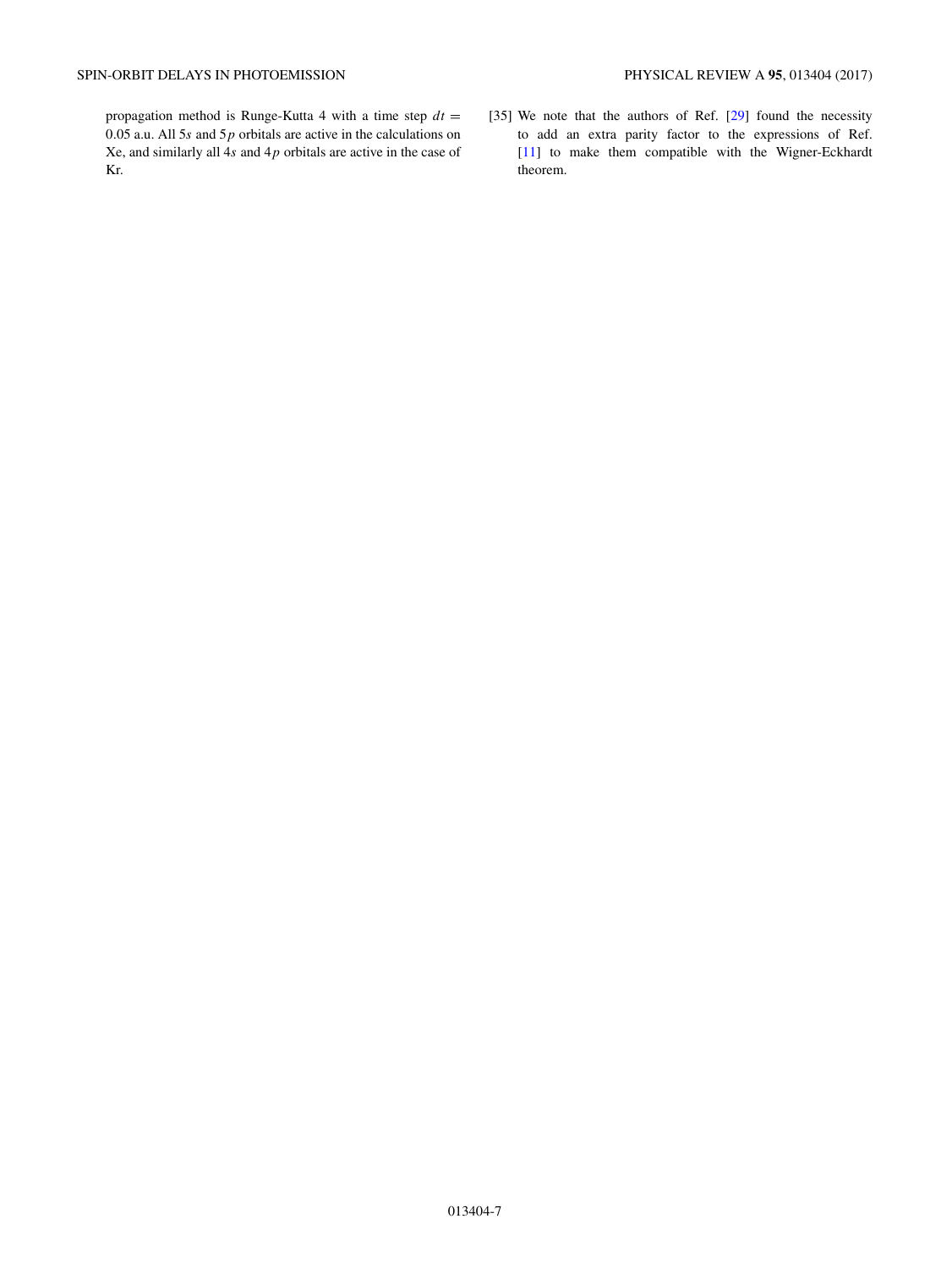propagation method is Runge-Kutta 4 with a time step $dt = 0.05$ a.u. All 5$s$ and 5$p$ orbitals are active in the calculations on Xe, and similarly all 4$s$ and 4$p$ orbitals are active in the case of Kr.

[35] We note that the authors of Ref. [29] found the necessity to add an extra parity factor to the expressions of Ref. [11] to make them compatible with the Wigner-Eckhardt theorem.